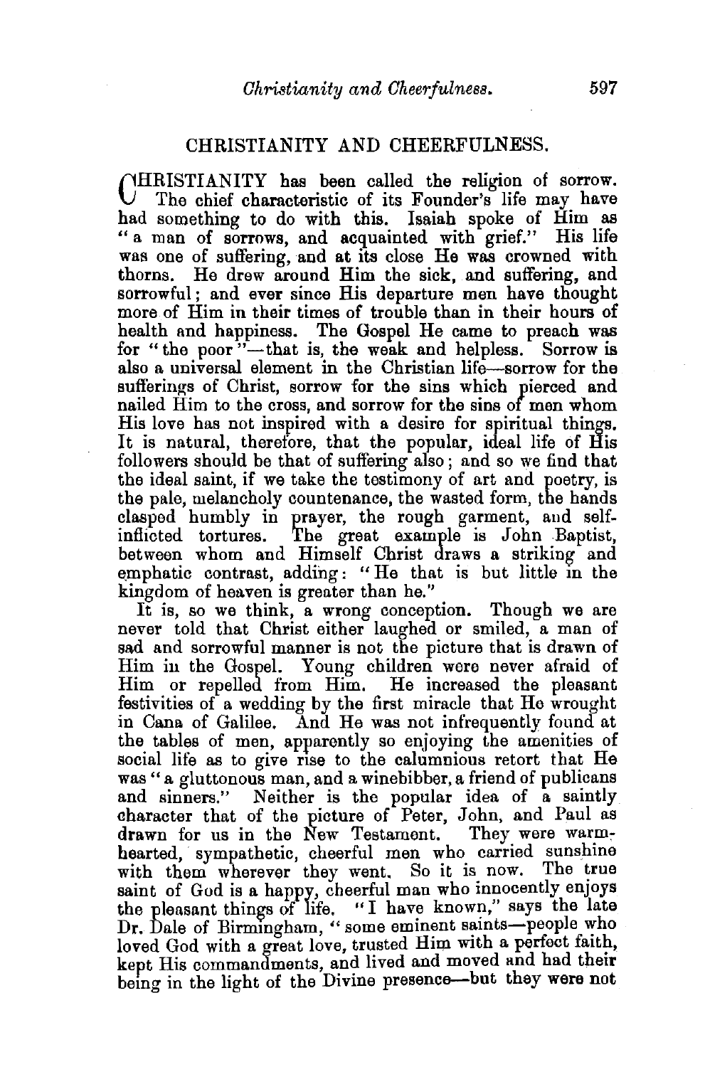# CHRISTIANITY AND CHEERFULNESS.

CHRISTIANITY has been called the religion of sorrow. The chief characteristic of its Founder's life may have had something to do with this. Isaiah spoke of Him as "a man of sorrows, and acquainted with grief." His life was one of suffering, and at its close He was crowned with thorns. He drew around Him the sick, and suffering, and sorrowful; and ever since His departure men have thought more of Him in their times of trouble than in their hours of health and happiness. The Gospel He came to preach was for "the poor"—that is, the weak and helpless. Sorrow is also a universal element in the Christian life—sorrow for the sufferings of Christ, sorrow for the sins which pierced and nailed Him to the cross, and sorrow for the sins of men whom His love has not inspired with a desire for spiritual things. It is natural, therefore, that the popular, ideal life of His followers should be that of suffering also; and so we find that the ideal saint, if we take the testimony of art and poetry, is the pale, melancholy countenance, the wasted form, the hands clasped humbly in prayer, the rough garment, and self-inflicted tortures. The great example is John Baptist, between whom and Himself Christ draws a striking and emphatic contrast, adding: "He that is but little in the kingdom of heaven is greater than he."

It is, so we think, a wrong conception. Though we are never told that Christ either laughed or smiled, a man of sad and sorrowful manner is not the picture that is drawn of Him in the Gospel. Young children were never afraid of Him or repelled from Him. He increased the pleasant festivities of a wedding by the first miracle that He wrought in Cana of Galilee. And He was not infrequently found at the tables of men, apparently so enjoying the amenities of social life as to give rise to the calumnious retort that He was "a gluttonous man, and a winebibber, a friend of publicans and sinners." Neither is the popular idea of a saintly character that of the picture of Peter, John, and Paul as drawn for us in the New Testament. They were warm-hearted, sympathetic, cheerful men who carried sunshine with them wherever they went. So it is now. The true saint of God is a happy, cheerful man who innocently enjoys the pleasant things of life. "I have known," says the late Dr. Dale of Birmingham, "some eminent saints—people who loved God with a great love, trusted Him with a perfect faith, kept His commandments, and lived and moved and had their being in the light of the Divine presence—but they were not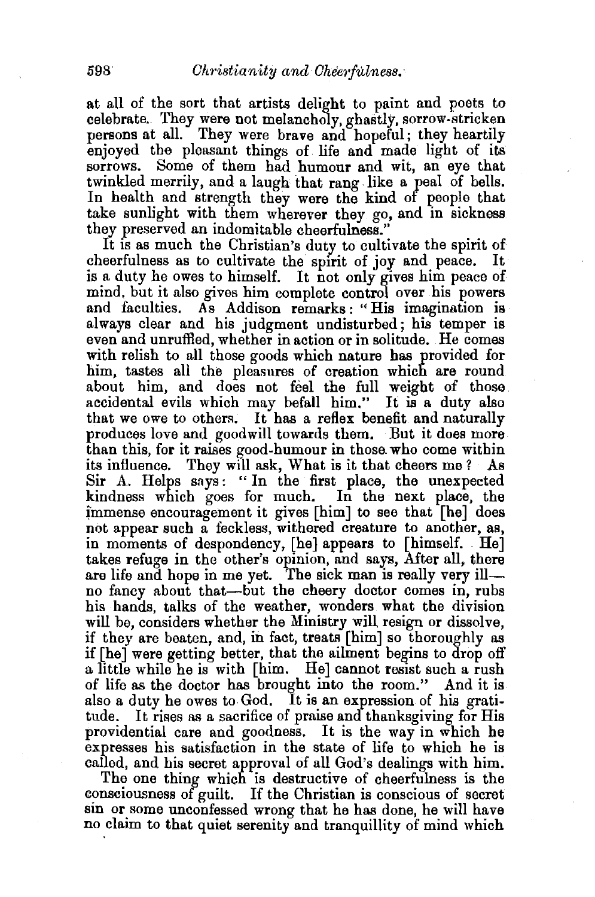at all of the sort that artists delight to paint and poets to celebrate. They were not melancholy, ghastly, sorrow-stricken persons at all. They were brave and hopeful; they heartily enjoyed the pleasant things of life and made light of its sorrows. Some of them had humour and wit, an eye that twinkled merrily, and a laugh that rang like a peal of bells. In health and strength they were the kind of people that take sunlight with them wherever they go, and in sickness they preserved an indomitable cheerfulness."

It is as much the Christian's duty to cultivate the spirit of cheerfulness as to cultivate the spirit of joy and peace. It is a duty he owes to himself. It not only gives him peace of mind, but it also gives him complete control over his powers and faculties. As Addison remarks: "His imagination is always clear and his judgment undisturbed; his temper is even and unruffled, whether in action or in solitude. He comes with relish to all those goods which nature has provided for him, tastes all the pleasures of creation which are round about him, and does not feel the full weight of those accidental evils which may befall him." It is a duty also that we owe to others. It has a reflex benefit and naturally produces love and goodwill towards them. But it does more than this, for it raises good-humour in those who come within its influence. They will ask, What is it that cheers me? As Sir A. Helps says: "In the first place, the unexpected kindness which goes for much. In the next place, the immense encouragement it gives [him] to see that [he] does not appear such a feckless, withered creature to another, as, in moments of despondency, [he] appears to [himself. He] takes refuge in the other's opinion, and says, After all, there are life and hope in me yet. The sick man is really very ill—no fancy about that—but the cheery doctor comes in, rubs his hands, talks of the weather, wonders what the division will be, considers whether the Ministry will resign or dissolve, if they are beaten, and, in fact, treats [him] so thoroughly as if [he] were getting better, that the ailment begins to drop off a little while he is with [him. He] cannot resist such a rush of life as the doctor has brought into the room." And it is also a duty he owes to God. It is an expression of his gratitude. It rises as a sacrifice of praise and thanksgiving for His providential care and goodness. It is the way in which he expresses his satisfaction in the state of life to which he is called, and his secret approval of all God's dealings with him.

The one thing which is destructive of cheerfulness is the consciousness of guilt. If the Christian is conscious of secret sin or some unconfessed wrong that he has done, he will have no claim to that quiet serenity and tranquillity of mind which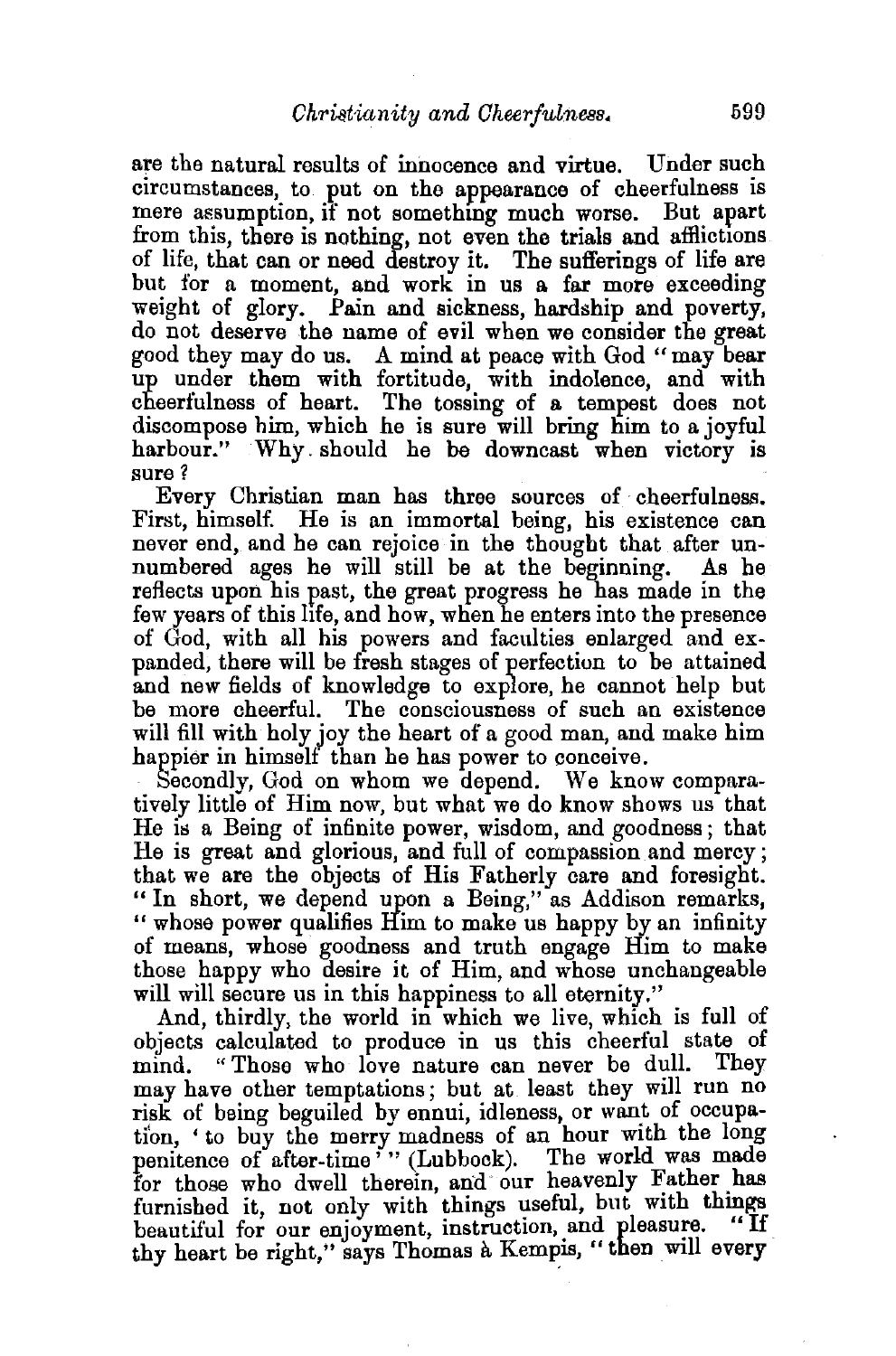are the natural results of innocence and virtue. Under such circumstances, to put on the appearance of cheerfulness is mere assumption, if not something much worse. But apart from this, there is nothing, not even the trials and afflictions of life, that can or need destroy it. The sufferings of life are but for a moment, and work in us a far more exceeding weight of glory. Pain and sickness, hardship and poverty, do not deserve the name of evil when we consider the great good they may do us. A mind at peace with God "may bear up under them with fortitude, with indolence, and with cheerfulness of heart. The tossing of a tempest does not discompose him, which he is sure will bring him to a joyful harbour." Why should he be downcast when victory is sure?

Every Christian man has three sources of cheerfulness. First, himself. He is an immortal being, his existence can never end, and he can rejoice in the thought that after unnumbered ages he will still be at the beginning. As he reflects upon his past, the great progress he has made in the few years of this life, and how, when he enters into the presence of God, with all his powers and faculties enlarged and expanded, there will be fresh stages of perfection to be attained and new fields of knowledge to explore, he cannot help but be more cheerful. The consciousness of such an existence will fill with holy joy the heart of a good man, and make him happier in himself than he has power to conceive.

Secondly, God on whom we depend. We know comparatively little of Him now, but what we do know shows us that He is a Being of infinite power, wisdom, and goodness; that He is great and glorious, and full of compassion and mercy; that we are the objects of His Fatherly care and foresight. "In short, we depend upon a Being," as Addison remarks, "whose power qualifies Him to make us happy by an infinity of means, whose goodness and truth engage Him to make those happy who desire it of Him, and whose unchangeable will will secure us in this happiness to all eternity."

And, thirdly, the world in which we live, which is full of objects calculated to produce in us this cheerful state of mind. "Those who love nature can never be dull. They may have other temptations; but at least they will run no risk of being beguiled by ennui, idleness, or want of occupation, 'to buy the merry madness of an hour with the long penitence of after-time'" (Lubbock). The world was made for those who dwell therein, and our heavenly Father has furnished it, not only with things useful, but with things beautiful for our enjoyment, instruction, and pleasure. "If thy heart be right," says Thomas à Kempis, "then will every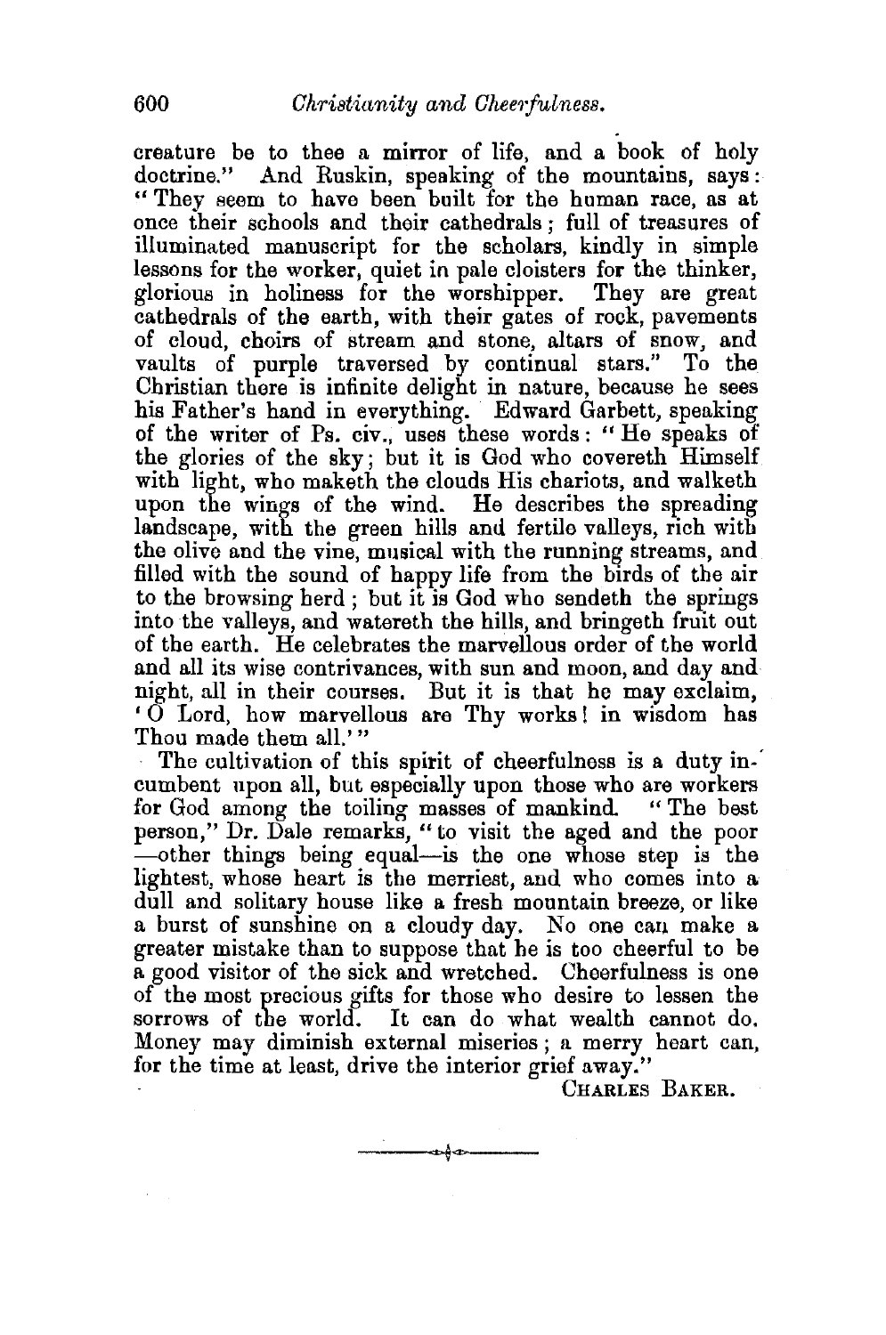creature be to thee a mirror of life, and a book of holy doctrine." And Ruskin, speaking of the mountains, says: "They seem to have been built for the human race, as at once their schools and their cathedrals; full of treasures of illuminated manuscript for the scholars, kindly in simple lessons for the worker, quiet in pale cloisters for the thinker, glorious in holiness for the worshipper. They are great cathedrals of the earth, with their gates of rock, pavements of cloud, choirs of stream and stone, altars of snow, and vaults of purple traversed by continual stars." To the Christian there is infinite delight in nature, because he sees his Father's hand in everything. Edward Garbett, speaking of the writer of Ps. civ., uses these words: "He speaks of the glories of the sky; but it is God who covereth Himself with light, who maketh the clouds His chariots, and walketh upon the wings of the wind. He describes the spreading landscape, with the green hills and fertile valleys, rich with the olive and the vine, musical with the running streams, and filled with the sound of happy life from the birds of the air to the browsing herd; but it is God who sendeth the springs into the valleys, and watereth the hills, and bringeth fruit out of the earth. He celebrates the marvellous order of the world and all its wise contrivances, with sun and moon, and day and night, all in their courses. But it is that he may exclaim, 'O Lord, how marvellous are Thy works! in wisdom has Thou made them all.'"

The cultivation of this spirit of cheerfulness is a duty incumbent upon all, but especially upon those who are workers for God among the toiling masses of mankind. "The best person," Dr. Dale remarks, "to visit the aged and the poor —other things being equal—is the one whose step is the lightest, whose heart is the merriest, and who comes into a dull and solitary house like a fresh mountain breeze, or like a burst of sunshine on a cloudy day. No one can make a greater mistake than to suppose that he is too cheerful to be a good visitor of the sick and wretched. Cheerfulness is one of the most precious gifts for those who desire to lessen the sorrows of the world. It can do what wealth cannot do. Money may diminish external miseries; a merry heart can, for the time at least, drive the interior grief away."

CHARLES BAKER.